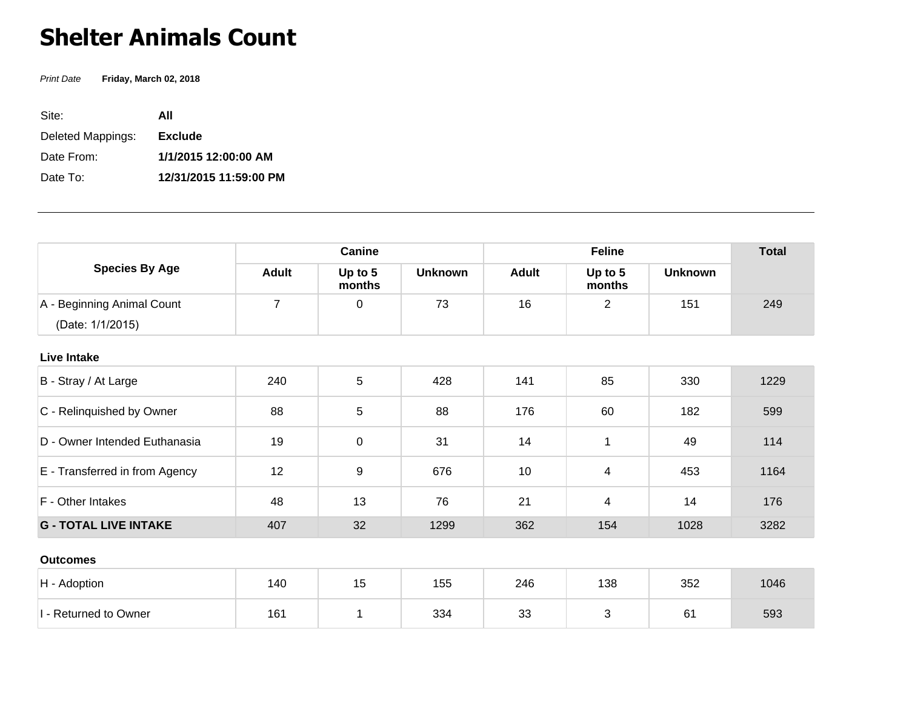# Shelter Animals Count

*Print Date* **Friday, March 02, 2018**

Site: **All**

Deleted Mappings: **Exclude**

Date From: **1/1/2015 12:00:00 AM**

Date To: **12/31/2015 11:59:00 PM**

---

| Species By Age | Canine | | | Feline | | | Total |
|---|---|---|---|---|---|---|---|
| | Adult | Up to 5 months | Unknown | Adult | Up to 5 months | Unknown | |
| A - Beginning Animal Count (Date: 1/1/2015) | 7 | 0 | 73 | 16 | 2 | 151 | 249 |
| **Live Intake** | | | | | | | |
| B - Stray / At Large | 240 | 5 | 428 | 141 | 85 | 330 | 1229 |
| C - Relinquished by Owner | 88 | 5 | 88 | 176 | 60 | 182 | 599 |
| D - Owner Intended Euthanasia | 19 | 0 | 31 | 14 | 1 | 49 | 114 |
| E - Transferred in from Agency | 12 | 9 | 676 | 10 | 4 | 453 | 1164 |
| F - Other Intakes | 48 | 13 | 76 | 21 | 4 | 14 | 176 |
| **G - TOTAL LIVE INTAKE** | 407 | 32 | 1299 | 362 | 154 | 1028 | 3282 |
| **Outcomes** | | | | | | | |
| H - Adoption | 140 | 15 | 155 | 246 | 138 | 352 | 1046 |
| I - Returned to Owner | 161 | 1 | 334 | 33 | 3 | 61 | 593 |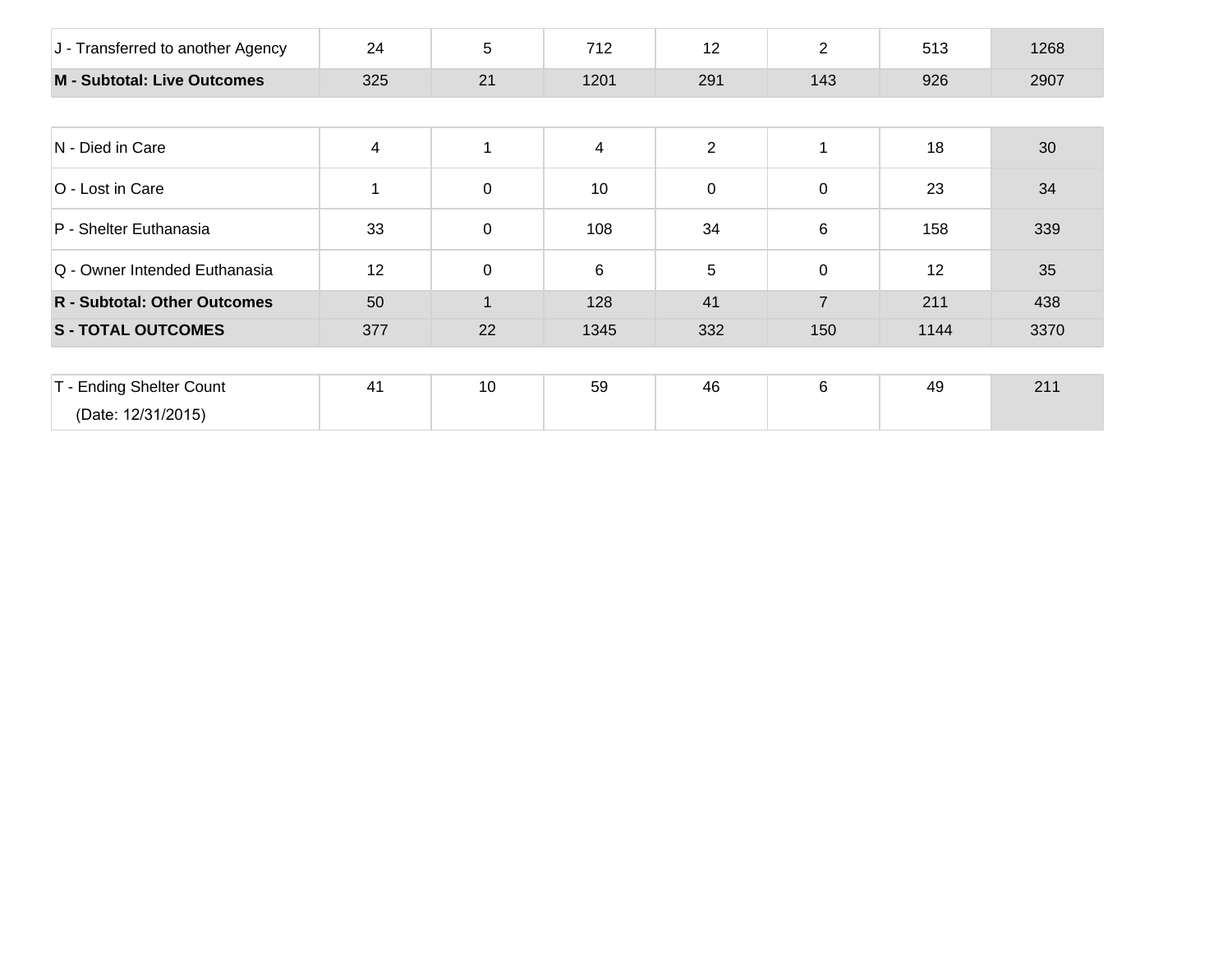| | | | | | | | |
|---|---|---|---|---|---|---|---|
| J - Transferred to another Agency | 24 | 5 | 712 | 12 | 2 | 513 | 1268 |
| **M - Subtotal: Live Outcomes** | 325 | 21 | 1201 | 291 | 143 | 926 | 2907 |
| | | | | | | | |
| N - Died in Care | 4 | 1 | 4 | 2 | 1 | 18 | 30 |
| O - Lost in Care | 1 | 0 | 10 | 0 | 0 | 23 | 34 |
| P - Shelter Euthanasia | 33 | 0 | 108 | 34 | 6 | 158 | 339 |
| Q - Owner Intended Euthanasia | 12 | 0 | 6 | 5 | 0 | 12 | 35 |
| **R - Subtotal: Other Outcomes** | 50 | 1 | 128 | 41 | 7 | 211 | 438 |
| **S - TOTAL OUTCOMES** | 377 | 22 | 1345 | 332 | 150 | 1144 | 3370 |
| | | | | | | | |
| T - Ending Shelter Count (Date: 12/31/2015) | 41 | 10 | 59 | 46 | 6 | 49 | 211 |